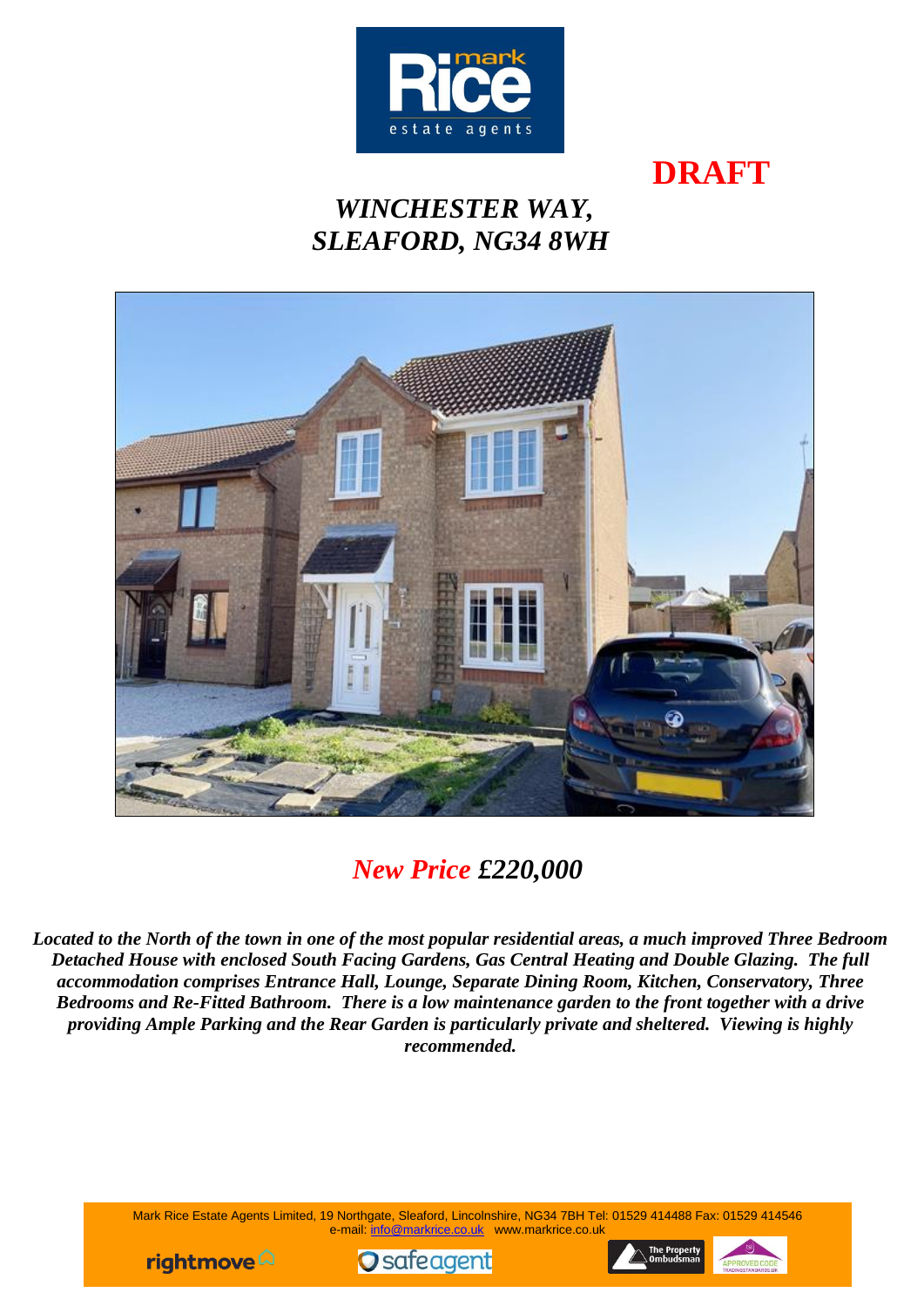**DRAFT**

# *WINCHESTER WAY, SLEAFORD, NG34 8WH*

## ***New Price £220,000***

***Located to the North of the town in one of the most popular residential areas, a much improved Three Bedroom Detached House with enclosed South Facing Gardens, Gas Central Heating and Double Glazing. The full accommodation comprises Entrance Hall, Lounge, Separate Dining Room, Kitchen, Conservatory, Three Bedrooms and Re-Fitted Bathroom. There is a low maintenance garden to the front together with a drive providing Ample Parking and the Rear Garden is particularly private and sheltered. Viewing is highly recommended.***

Mark Rice Estate Agents Limited, 19 Northgate, Sleaford, Lincolnshire, NG34 7BH Tel: 01529 414488 Fax: 01529 414546
e-mail: info@markrice.co.uk www.markrice.co.uk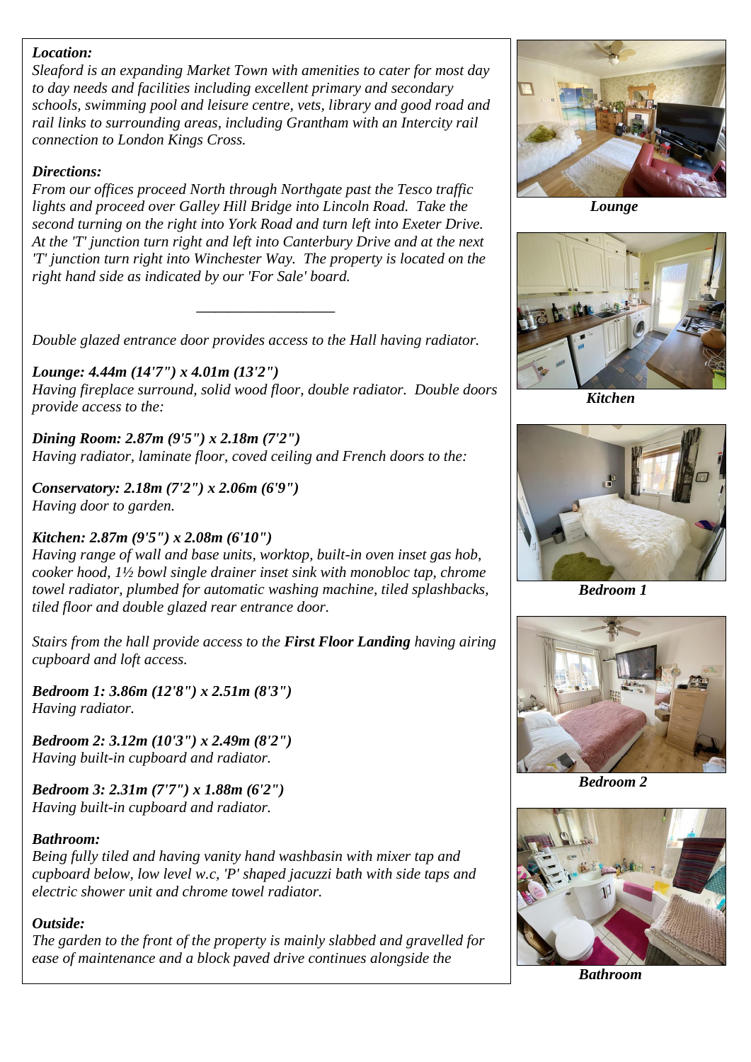***Location:***
*Sleaford is an expanding Market Town with amenities to cater for most day to day needs and facilities including excellent primary and secondary schools, swimming pool and leisure centre, vets, library and good road and rail links to surrounding areas, including Grantham with an Intercity rail connection to London Kings Cross.*

***Directions:***
*From our offices proceed North through Northgate past the Tesco traffic lights and proceed over Galley Hill Bridge into Lincoln Road. Take the second turning on the right into York Road and turn left into Exeter Drive. At the 'T' junction turn right and left into Canterbury Drive and at the next 'T' junction turn right into Winchester Way. The property is located on the right hand side as indicated by our 'For Sale' board.*

---

*Double glazed entrance door provides access to the Hall having radiator.*

***Lounge: 4.44m (14'7") x 4.01m (13'2")***
*Having fireplace surround, solid wood floor, double radiator. Double doors provide access to the:*

***Dining Room: 2.87m (9'5") x 2.18m (7'2")***
*Having radiator, laminate floor, coved ceiling and French doors to the:*

***Conservatory: 2.18m (7'2") x 2.06m (6'9")***
*Having door to garden.*

***Kitchen: 2.87m (9'5") x 2.08m (6'10")***
*Having range of wall and base units, worktop, built-in oven inset gas hob, cooker hood, 1½ bowl single drainer inset sink with monobloc tap, chrome towel radiator, plumbed for automatic washing machine, tiled splashbacks, tiled floor and double glazed rear entrance door.*

*Stairs from the hall provide access to the* ***First Floor Landing*** *having airing cupboard and loft access.*

***Bedroom 1: 3.86m (12'8") x 2.51m (8'3")***
*Having radiator.*

***Bedroom 2: 3.12m (10'3") x 2.49m (8'2")***
*Having built-in cupboard and radiator.*

***Bedroom 3: 2.31m (7'7") x 1.88m (6'2")***
*Having built-in cupboard and radiator.*

***Bathroom:***
*Being fully tiled and having vanity hand washbasin with mixer tap and cupboard below, low level w.c, 'P' shaped jacuzzi bath with side taps and electric shower unit and chrome towel radiator.*

***Outside:***
*The garden to the front of the property is mainly slabbed and gravelled for ease of maintenance and a block paved drive continues alongside the*

***Lounge***

***Kitchen***

***Bedroom 1***

***Bedroom 2***

***Bathroom***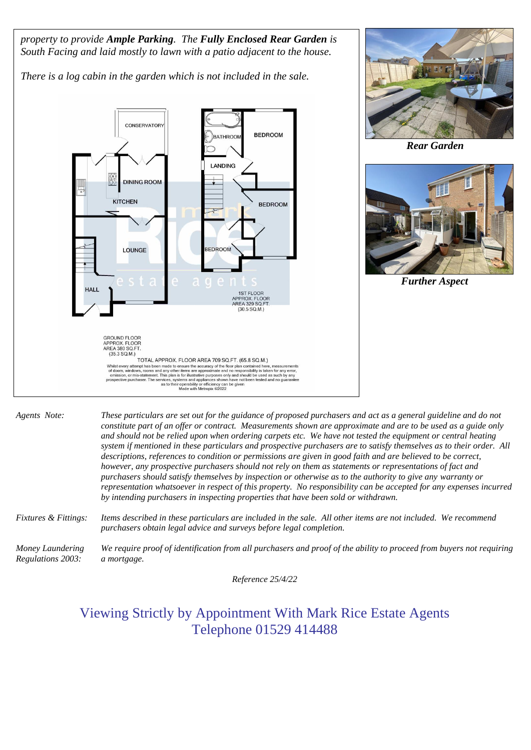*property to provide **Ample Parking**. The **Fully Enclosed Rear Garden** is South Facing and laid mostly to lawn with a patio adjacent to the house.*

*There is a log cabin in the garden which is not included in the sale.*

CONSERVATORY
DINING ROOM
KITCHEN
LOUNGE
HALL

BATHROOM
BEDROOM
LANDING
BEDROOM
BEDROOM

1ST FLOOR
APPROX. FLOOR
AREA 329 SQ.FT.
(30.5 SQ.M.)

GROUND FLOOR
APPROX. FLOOR
AREA 380 SQ.FT.
(35.3 SQ.M.)

TOTAL APPROX. FLOOR AREA 709 SQ.FT. (65.8 SQ.M.)

Whilst every attempt has been made to ensure the accuracy of the floor plan contained here, measurements of doors, windows, rooms and any other items are approximate and no responsibility is taken for any error, omission, or mis-statement. This plan is for illustrative purposes only and should be used as such by any prospective purchaser. The services, systems and appliances shown have not been tested and no guarantee as to their operability or efficiency can be given
Made with Metropix ©2022

***Rear Garden***

***Further Aspect***

| | |
|---|---|
| *Agents Note:* | *These particulars are set out for the guidance of proposed purchasers and act as a general guideline and do not constitute part of an offer or contract. Measurements shown are approximate and are to be used as a guide only and should not be relied upon when ordering carpets etc. We have not tested the equipment or central heating system if mentioned in these particulars and prospective purchasers are to satisfy themselves as to their order. All descriptions, references to condition or permissions are given in good faith and are believed to be correct, however, any prospective purchasers should not rely on them as statements or representations of fact and purchasers should satisfy themselves by inspection or otherwise as to the authority to give any warranty or representation whatsoever in respect of this property. No responsibility can be accepted for any expenses incurred by intending purchasers in inspecting properties that have been sold or withdrawn.* |
| *Fixtures & Fittings:* | *Items described in these particulars are included in the sale. All other items are not included. We recommend purchasers obtain legal advice and surveys before legal completion.* |
| *Money Laundering Regulations 2003:* | *We require proof of identification from all purchasers and proof of the ability to proceed from buyers not requiring a mortgage.* |

*Reference 25/4/22*

Viewing Strictly by Appointment With Mark Rice Estate Agents
Telephone 01529 414488